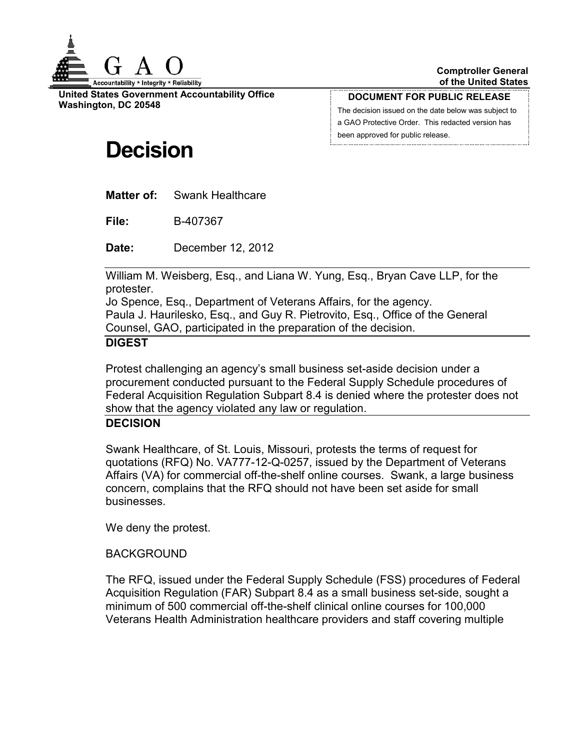GAO

Accountability * Integrity * Reliability

**United States Government Accountability Office**
**Washington, DC 20548**

**Comptroller General of the United States**

**DOCUMENT FOR PUBLIC RELEASE**

The decision issued on the date below was subject to a GAO Protective Order. This redacted version has been approved for public release.

# Decision

**Matter of:** Swank Healthcare

**File:** B-407367

**Date:** December 12, 2012

William M. Weisberg, Esq., and Liana W. Yung, Esq., Bryan Cave LLP, for the protester.
Jo Spence, Esq., Department of Veterans Affairs, for the agency.
Paula J. Haurilesko, Esq., and Guy R. Pietrovito, Esq., Office of the General Counsel, GAO, participated in the preparation of the decision.

## DIGEST

Protest challenging an agency's small business set-aside decision under a procurement conducted pursuant to the Federal Supply Schedule procedures of Federal Acquisition Regulation Subpart 8.4 is denied where the protester does not show that the agency violated any law or regulation.

## DECISION

Swank Healthcare, of St. Louis, Missouri, protests the terms of request for quotations (RFQ) No. VA777-12-Q-0257, issued by the Department of Veterans Affairs (VA) for commercial off-the-shelf online courses. Swank, a large business concern, complains that the RFQ should not have been set aside for small businesses.

We deny the protest.

BACKGROUND

The RFQ, issued under the Federal Supply Schedule (FSS) procedures of Federal Acquisition Regulation (FAR) Subpart 8.4 as a small business set-side, sought a minimum of 500 commercial off-the-shelf clinical online courses for 100,000 Veterans Health Administration healthcare providers and staff covering multiple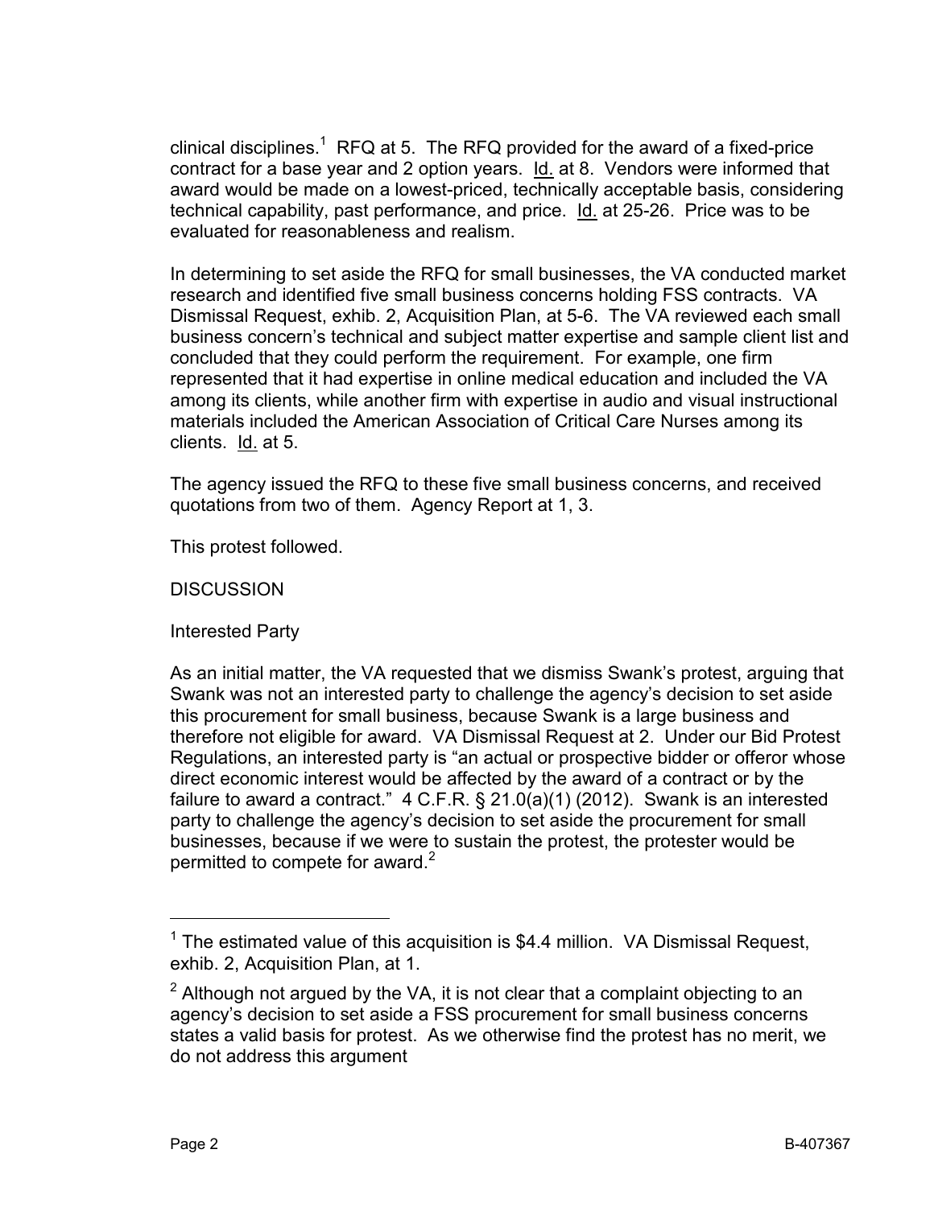clinical disciplines.[1] RFQ at 5. The RFQ provided for the award of a fixed-price contract for a base year and 2 option years. Id. at 8. Vendors were informed that award would be made on a lowest-priced, technically acceptable basis, considering technical capability, past performance, and price. Id. at 25-26. Price was to be evaluated for reasonableness and realism.

In determining to set aside the RFQ for small businesses, the VA conducted market research and identified five small business concerns holding FSS contracts. VA Dismissal Request, exhib. 2, Acquisition Plan, at 5-6. The VA reviewed each small business concern's technical and subject matter expertise and sample client list and concluded that they could perform the requirement. For example, one firm represented that it had expertise in online medical education and included the VA among its clients, while another firm with expertise in audio and visual instructional materials included the American Association of Critical Care Nurses among its clients. Id. at 5.

The agency issued the RFQ to these five small business concerns, and received quotations from two of them. Agency Report at 1, 3.

This protest followed.

## DISCUSSION

### Interested Party

As an initial matter, the VA requested that we dismiss Swank's protest, arguing that Swank was not an interested party to challenge the agency's decision to set aside this procurement for small business, because Swank is a large business and therefore not eligible for award. VA Dismissal Request at 2. Under our Bid Protest Regulations, an interested party is "an actual or prospective bidder or offeror whose direct economic interest would be affected by the award of a contract or by the failure to award a contract." 4 C.F.R. § 21.0(a)(1) (2012). Swank is an interested party to challenge the agency's decision to set aside the procurement for small businesses, because if we were to sustain the protest, the protester would be permitted to compete for award.[2]

---

[1] The estimated value of this acquisition is $4.4 million. VA Dismissal Request, exhib. 2, Acquisition Plan, at 1.

[2] Although not argued by the VA, it is not clear that a complaint objecting to an agency's decision to set aside a FSS procurement for small business concerns states a valid basis for protest. As we otherwise find the protest has no merit, we do not address this argument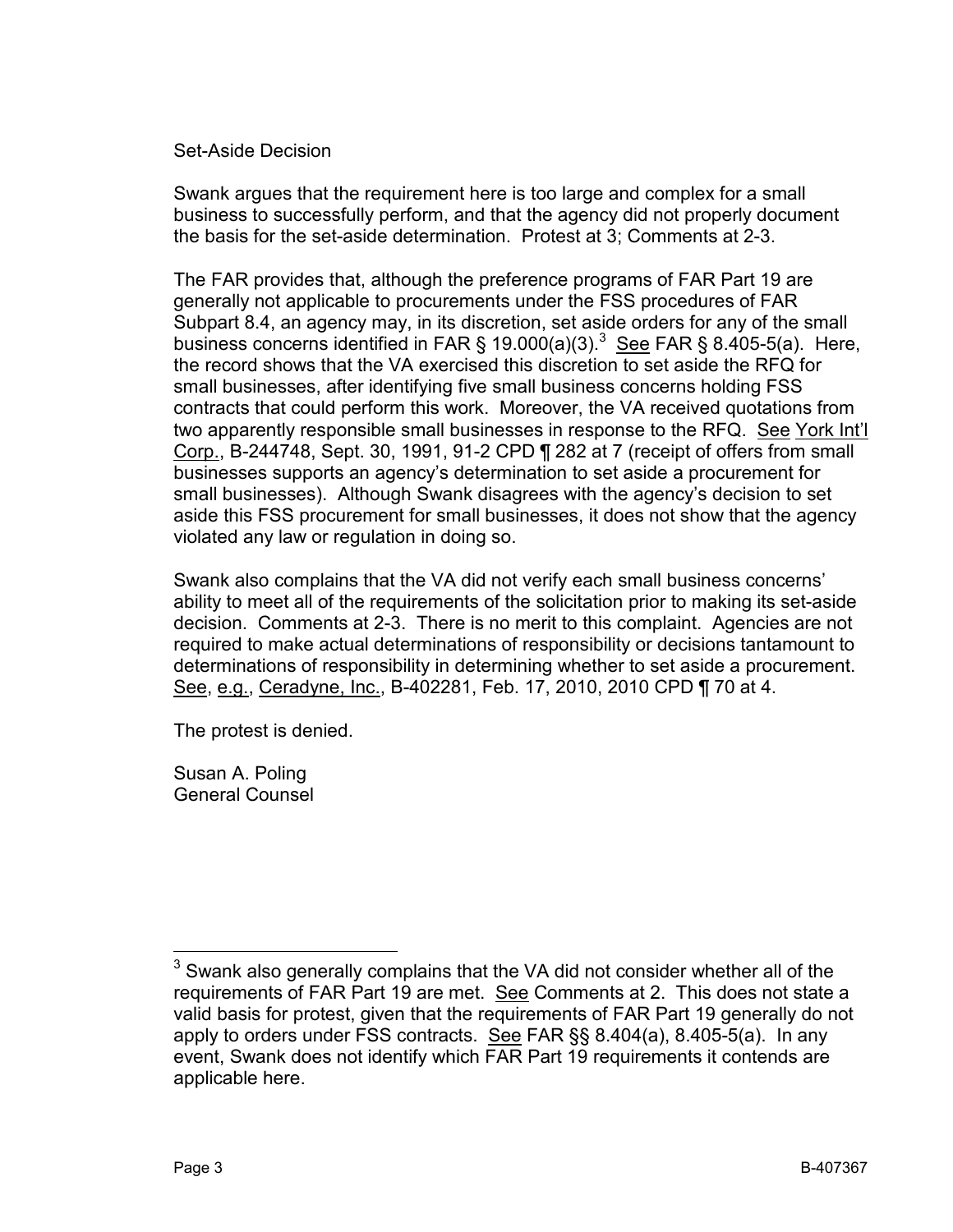Set-Aside Decision

Swank argues that the requirement here is too large and complex for a small business to successfully perform, and that the agency did not properly document the basis for the set-aside determination. Protest at 3; Comments at 2-3.

The FAR provides that, although the preference programs of FAR Part 19 are generally not applicable to procurements under the FSS procedures of FAR Subpart 8.4, an agency may, in its discretion, set aside orders for any of the small business concerns identified in FAR § 19.000(a)(3).[3] See FAR § 8.405-5(a). Here, the record shows that the VA exercised this discretion to set aside the RFQ for small businesses, after identifying five small business concerns holding FSS contracts that could perform this work. Moreover, the VA received quotations from two apparently responsible small businesses in response to the RFQ. See York Int'l Corp., B-244748, Sept. 30, 1991, 91-2 CPD ¶ 282 at 7 (receipt of offers from small businesses supports an agency's determination to set aside a procurement for small businesses). Although Swank disagrees with the agency's decision to set aside this FSS procurement for small businesses, it does not show that the agency violated any law or regulation in doing so.

Swank also complains that the VA did not verify each small business concerns' ability to meet all of the requirements of the solicitation prior to making its set-aside decision. Comments at 2-3. There is no merit to this complaint. Agencies are not required to make actual determinations of responsibility or decisions tantamount to determinations of responsibility in determining whether to set aside a procurement. See, e.g., Ceradyne, Inc., B-402281, Feb. 17, 2010, 2010 CPD ¶ 70 at 4.

The protest is denied.

Susan A. Poling
General Counsel

---

[3] Swank also generally complains that the VA did not consider whether all of the requirements of FAR Part 19 are met. See Comments at 2. This does not state a valid basis for protest, given that the requirements of FAR Part 19 generally do not apply to orders under FSS contracts. See FAR §§ 8.404(a), 8.405-5(a). In any event, Swank does not identify which FAR Part 19 requirements it contends are applicable here.